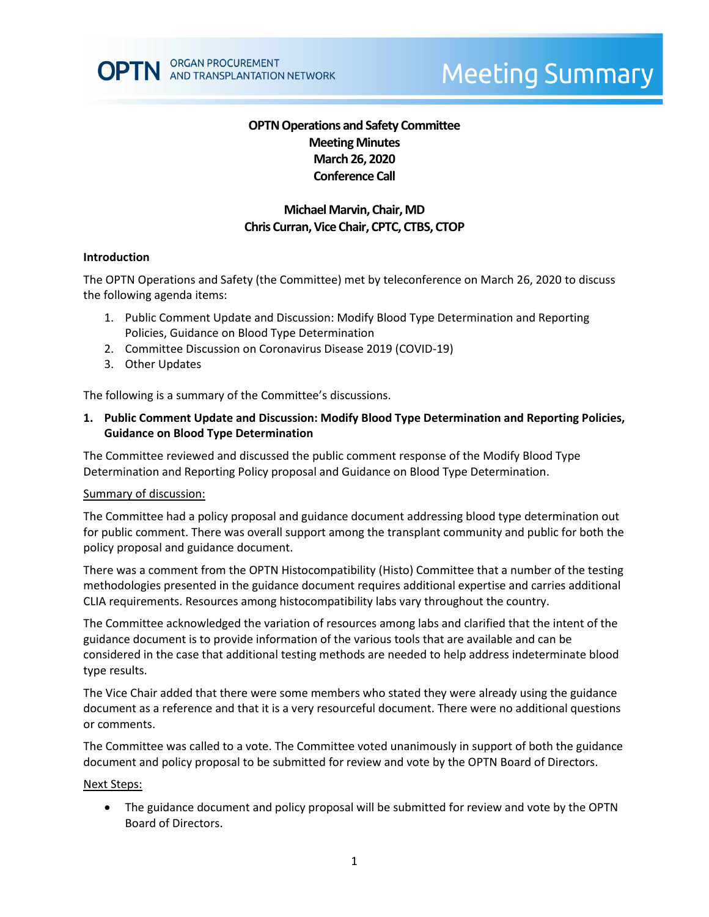**OPTN Operations and Safety Committee**
**Meeting Minutes**
**March 26, 2020**
**Conference Call**

**Michael Marvin, Chair, MD**
**Chris Curran, Vice Chair, CPTC, CTBS, CTOP**

## Introduction

The OPTN Operations and Safety (the Committee) met by teleconference on March 26, 2020 to discuss the following agenda items:

1. Public Comment Update and Discussion: Modify Blood Type Determination and Reporting Policies, Guidance on Blood Type Determination
2. Committee Discussion on Coronavirus Disease 2019 (COVID-19)
3. Other Updates

The following is a summary of the Committee's discussions.

## 1. Public Comment Update and Discussion: Modify Blood Type Determination and Reporting Policies, Guidance on Blood Type Determination

The Committee reviewed and discussed the public comment response of the Modify Blood Type Determination and Reporting Policy proposal and Guidance on Blood Type Determination.

Summary of discussion:

The Committee had a policy proposal and guidance document addressing blood type determination out for public comment. There was overall support among the transplant community and public for both the policy proposal and guidance document.

There was a comment from the OPTN Histocompatibility (Histo) Committee that a number of the testing methodologies presented in the guidance document requires additional expertise and carries additional CLIA requirements. Resources among histocompatibility labs vary throughout the country.

The Committee acknowledged the variation of resources among labs and clarified that the intent of the guidance document is to provide information of the various tools that are available and can be considered in the case that additional testing methods are needed to help address indeterminate blood type results.

The Vice Chair added that there were some members who stated they were already using the guidance document as a reference and that it is a very resourceful document. There were no additional questions or comments.

The Committee was called to a vote. The Committee voted unanimously in support of both the guidance document and policy proposal to be submitted for review and vote by the OPTN Board of Directors.

Next Steps:

- The guidance document and policy proposal will be submitted for review and vote by the OPTN Board of Directors.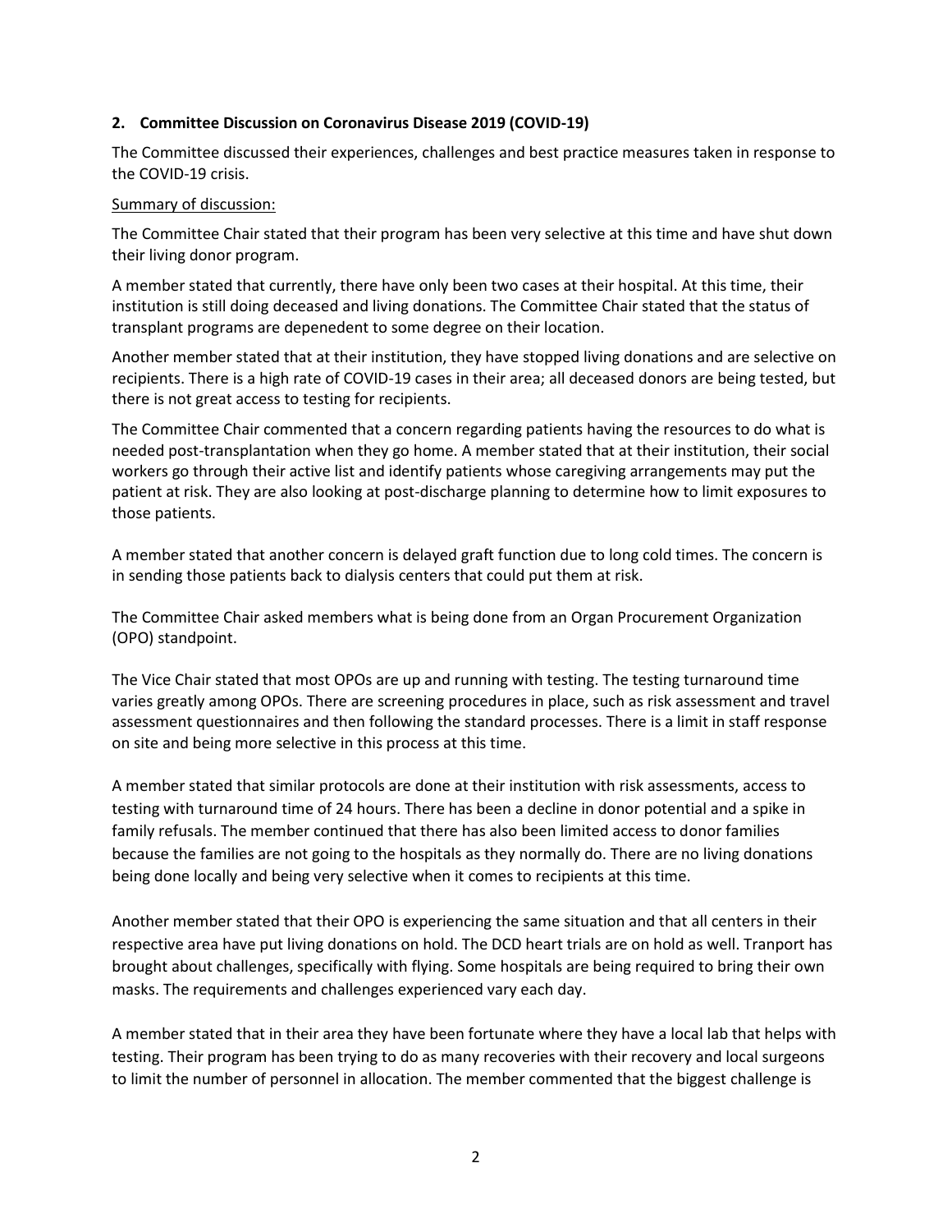**2. Committee Discussion on Coronavirus Disease 2019 (COVID-19)**

The Committee discussed their experiences, challenges and best practice measures taken in response to the COVID-19 crisis.

Summary of discussion:

The Committee Chair stated that their program has been very selective at this time and have shut down their living donor program.

A member stated that currently, there have only been two cases at their hospital. At this time, their institution is still doing deceased and living donations. The Committee Chair stated that the status of transplant programs are depenedent to some degree on their location.

Another member stated that at their institution, they have stopped living donations and are selective on recipients. There is a high rate of COVID-19 cases in their area; all deceased donors are being tested, but there is not great access to testing for recipients.

The Committee Chair commented that a concern regarding patients having the resources to do what is needed post-transplantation when they go home. A member stated that at their institution, their social workers go through their active list and identify patients whose caregiving arrangements may put the patient at risk. They are also looking at post-discharge planning to determine how to limit exposures to those patients.

A member stated that another concern is delayed graft function due to long cold times. The concern is in sending those patients back to dialysis centers that could put them at risk.

The Committee Chair asked members what is being done from an Organ Procurement Organization (OPO) standpoint.

The Vice Chair stated that most OPOs are up and running with testing. The testing turnaround time varies greatly among OPOs. There are screening procedures in place, such as risk assessment and travel assessment questionnaires and then following the standard processes. There is a limit in staff response on site and being more selective in this process at this time.

A member stated that similar protocols are done at their institution with risk assessments, access to testing with turnaround time of 24 hours. There has been a decline in donor potential and a spike in family refusals. The member continued that there has also been limited access to donor families because the families are not going to the hospitals as they normally do. There are no living donations being done locally and being very selective when it comes to recipients at this time.

Another member stated that their OPO is experiencing the same situation and that all centers in their respective area have put living donations on hold. The DCD heart trials are on hold as well. Tranport has brought about challenges, specifically with flying. Some hospitals are being required to bring their own masks. The requirements and challenges experienced vary each day.

A member stated that in their area they have been fortunate where they have a local lab that helps with testing. Their program has been trying to do as many recoveries with their recovery and local surgeons to limit the number of personnel in allocation. The member commented that the biggest challenge is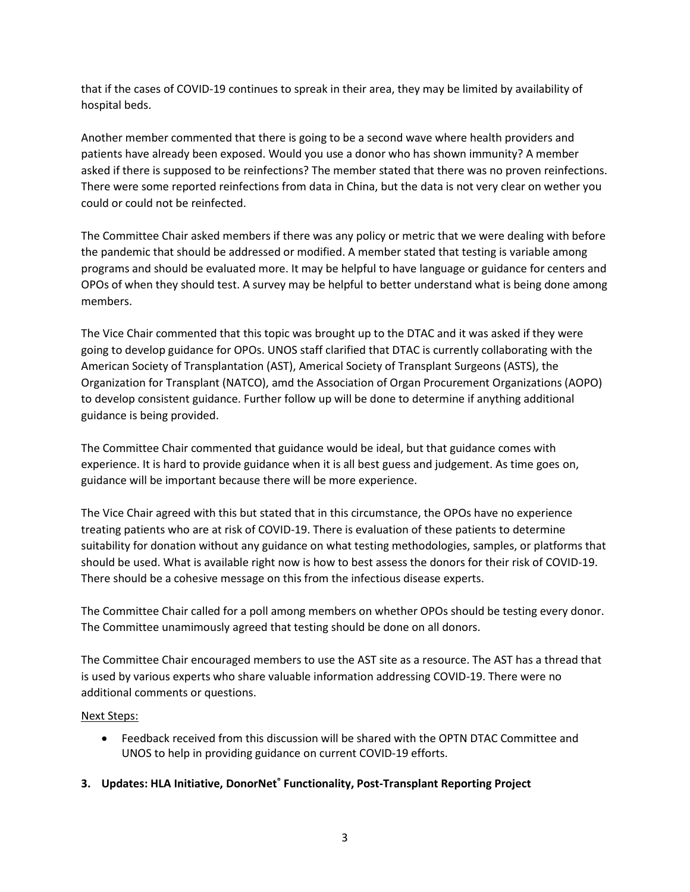that if the cases of COVID-19 continues to spreak in their area, they may be limited by availability of hospital beds.

Another member commented that there is going to be a second wave where health providers and patients have already been exposed. Would you use a donor who has shown immunity? A member asked if there is supposed to be reinfections? The member stated that there was no proven reinfections. There were some reported reinfections from data in China, but the data is not very clear on wether you could or could not be reinfected.

The Committee Chair asked members if there was any policy or metric that we were dealing with before the pandemic that should be addressed or modified. A member stated that testing is variable among programs and should be evaluated more. It may be helpful to have language or guidance for centers and OPOs of when they should test. A survey may be helpful to better understand what is being done among members.

The Vice Chair commented that this topic was brought up to the DTAC and it was asked if they were going to develop guidance for OPOs. UNOS staff clarified that DTAC is currently collaborating with the American Society of Transplantation (AST), Americal Society of Transplant Surgeons (ASTS), the Organization for Transplant (NATCO), amd the Association of Organ Procurement Organizations (AOPO) to develop consistent guidance. Further follow up will be done to determine if anything additional guidance is being provided.

The Committee Chair commented that guidance would be ideal, but that guidance comes with experience. It is hard to provide guidance when it is all best guess and judgement. As time goes on, guidance will be important because there will be more experience.

The Vice Chair agreed with this but stated that in this circumstance, the OPOs have no experience treating patients who are at risk of COVID-19. There is evaluation of these patients to determine suitability for donation without any guidance on what testing methodologies, samples, or platforms that should be used. What is available right now is how to best assess the donors for their risk of COVID-19. There should be a cohesive message on this from the infectious disease experts.

The Committee Chair called for a poll among members on whether OPOs should be testing every donor. The Committee unamimously agreed that testing should be done on all donors.

The Committee Chair encouraged members to use the AST site as a resource. The AST has a thread that is used by various experts who share valuable information addressing COVID-19. There were no additional comments or questions.

Next Steps:

- Feedback received from this discussion will be shared with the OPTN DTAC Committee and UNOS to help in providing guidance on current COVID-19 efforts.

**3. Updates: HLA Initiative, DonorNet® Functionality, Post-Transplant Reporting Project**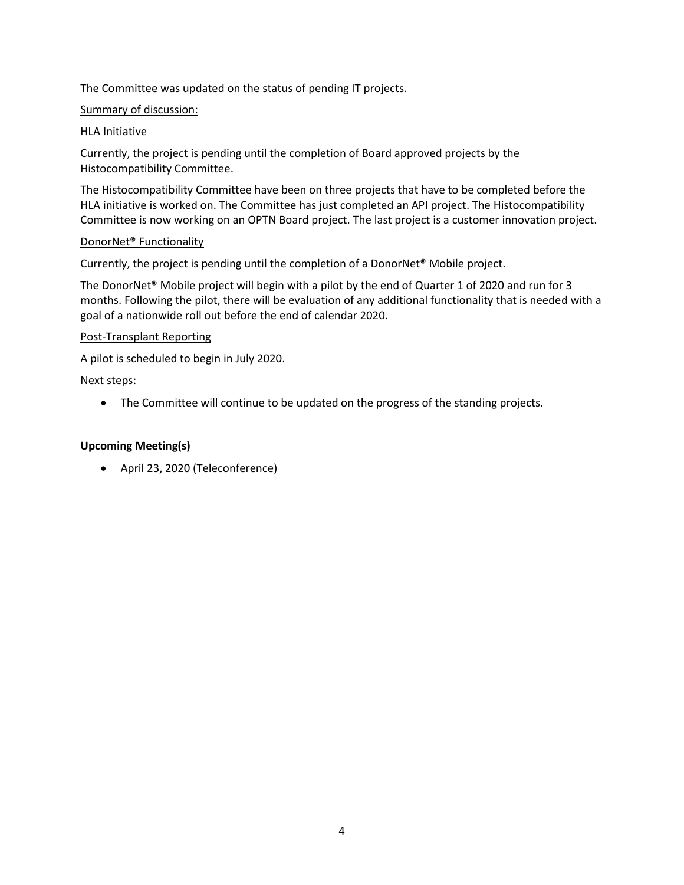The Committee was updated on the status of pending IT projects.

Summary of discussion:

HLA Initiative

Currently, the project is pending until the completion of Board approved projects by the Histocompatibility Committee.

The Histocompatibility Committee have been on three projects that have to be completed before the HLA initiative is worked on. The Committee has just completed an API project. The Histocompatibility Committee is now working on an OPTN Board project. The last project is a customer innovation project.

DonorNet® Functionality

Currently, the project is pending until the completion of a DonorNet® Mobile project.

The DonorNet® Mobile project will begin with a pilot by the end of Quarter 1 of 2020 and run for 3 months. Following the pilot, there will be evaluation of any additional functionality that is needed with a goal of a nationwide roll out before the end of calendar 2020.

Post-Transplant Reporting

A pilot is scheduled to begin in July 2020.

Next steps:

- The Committee will continue to be updated on the progress of the standing projects.

**Upcoming Meeting(s)**

- April 23, 2020 (Teleconference)